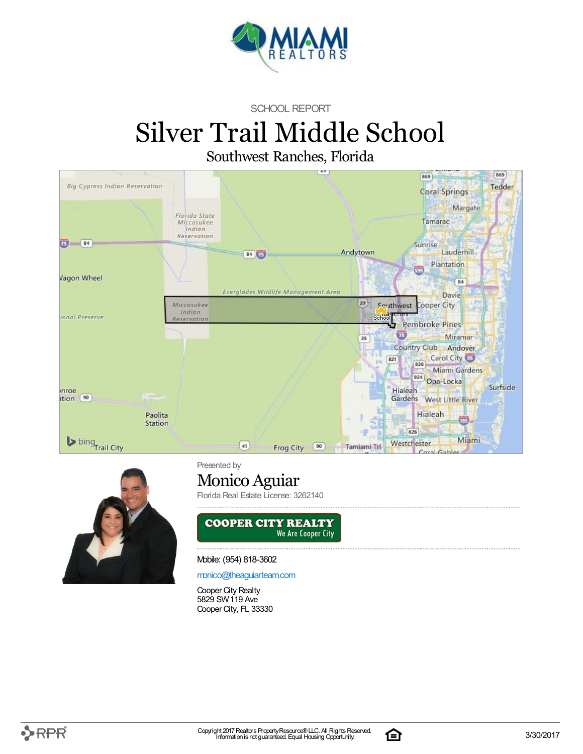SCHOOL REPORT

# Silver Trail Middle School

## Southwest Ranches, Florida

Presented by

### Monico Aguiar

Florida Real Estate License: 3262140

**COOPER CITY REALTY**
We Are Cooper City

Mobile: (954) 818-3602

monico@theaguiarteam.com

Cooper City Realty
5829 SW 119 Ave
Cooper City, FL 33330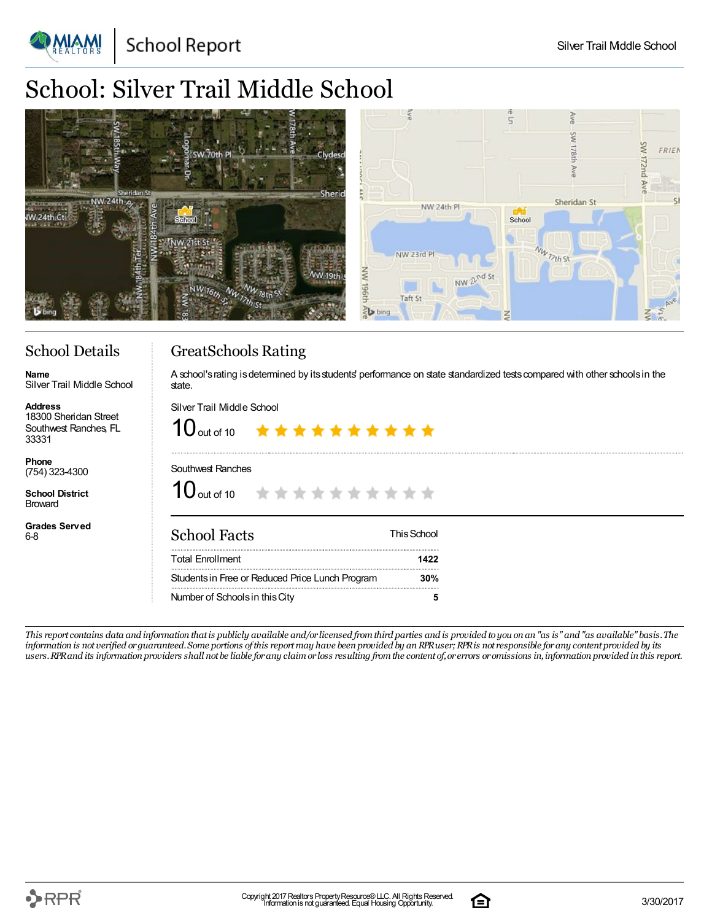# School: Silver Trail Middle School

## School Details

**Name**
Silver Trail Middle School

**Address**
18300 Sheridan Street
Southwest Ranches, FL
33331

**Phone**
(754) 323-4300

**School District**
Broward

**Grades Served**
6-8

## GreatSchools Rating

A school's rating is determined by its students' performance on state standardized tests compared with other schools in the state.

Silver Trail Middle School

10 out of 10

Southwest Ranches

10 out of 10

## School Facts

| School Facts | This School |
|---|---|
| Total Enrollment | 1422 |
| Students in Free or Reduced Price Lunch Program | 30% |
| Number of Schools in this City | 5 |

*This report contains data and information that is publicly available and/or licensed from third parties and is provided to you on an "as is" and "as available" basis. The information is not verified or guaranteed. Some portions of this report may have been provided by an RPR user; RPR is not responsible for any content provided by its users. RPR and its information providers shall not be liable for any claim or loss resulting from the content of, or errors or omissions in, information provided in this report.*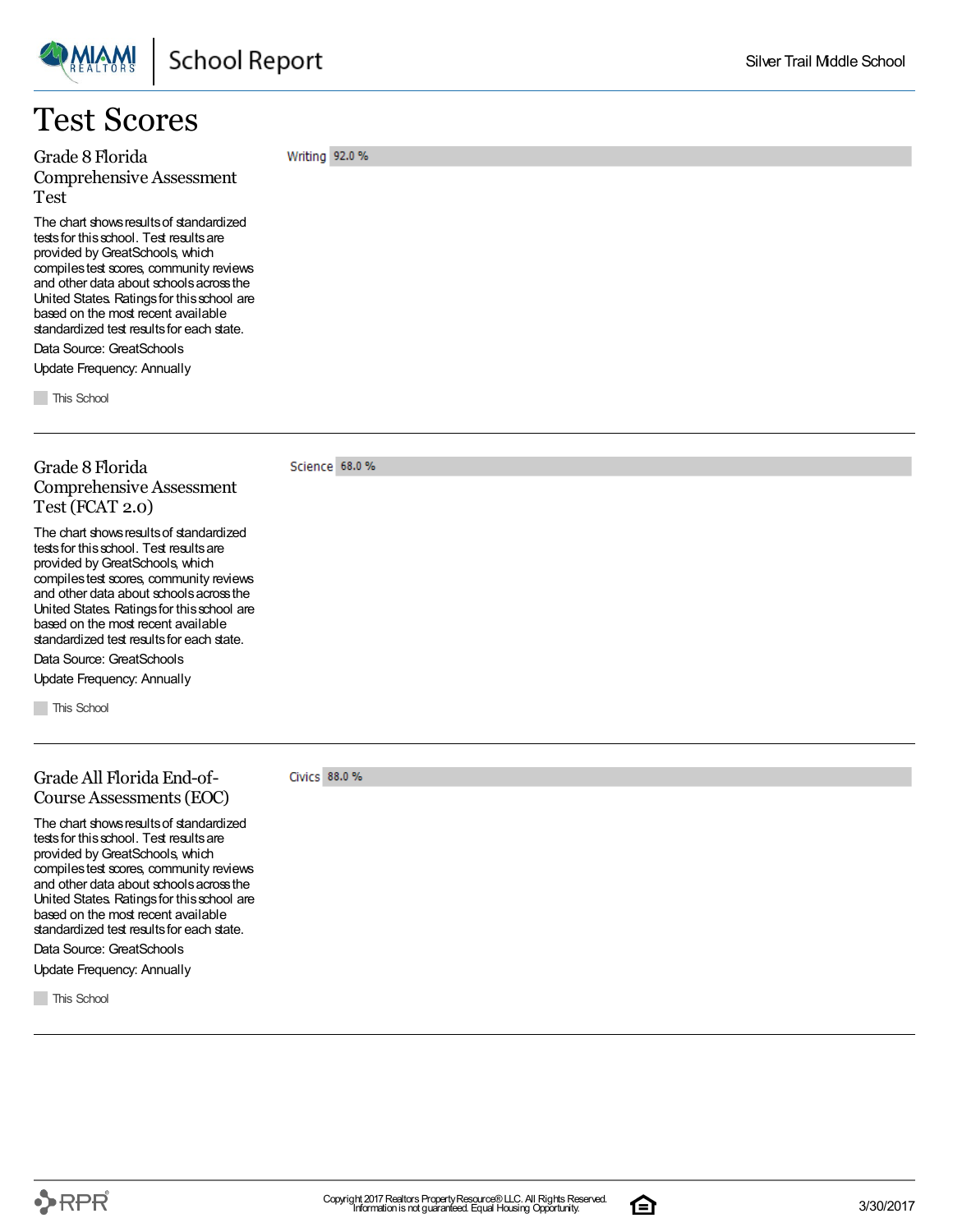# Test Scores

## Grade 8 Florida Comprehensive Assessment Test

Writing 92.0 %

The chart shows results of standardized tests for this school. Test results are provided by GreatSchools, which compiles test scores, community reviews and other data about schools across the United States. Ratings for this school are based on the most recent available standardized test results for each state.

Data Source: GreatSchools

Update Frequency: Annually

This School

---

## Grade 8 Florida Comprehensive Assessment Test (FCAT 2.0)

Science 68.0 %

The chart shows results of standardized tests for this school. Test results are provided by GreatSchools, which compiles test scores, community reviews and other data about schools across the United States. Ratings for this school are based on the most recent available standardized test results for each state.

Data Source: GreatSchools

Update Frequency: Annually

This School

---

## Grade All Florida End-of-Course Assessments (EOC)

Civics 88.0 %

The chart shows results of standardized tests for this school. Test results are provided by GreatSchools, which compiles test scores, community reviews and other data about schools across the United States. Ratings for this school are based on the most recent available standardized test results for each state.

Data Source: GreatSchools

Update Frequency: Annually

This School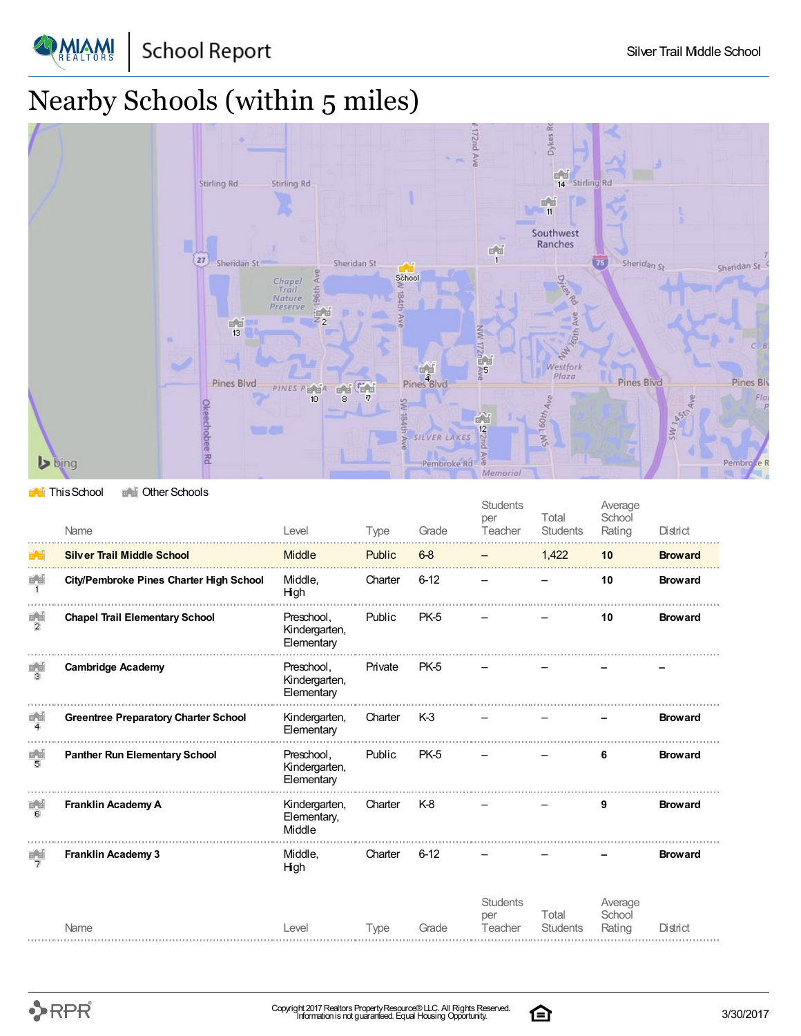# Nearby Schools (within 5 miles)

This School   Other Schools

| | Name | Level | Type | Grade | Students per Teacher | Total Students | Average School Rating | District |
|---|---|---|---|---|---|---|---|---|
| | **Silver Trail Middle School** | Middle | Public | 6-8 | – | 1,422 | **10** | **Broward** |
| 1 | **City/Pembroke Pines Charter High School** | Middle, High | Charter | 6-12 | – | – | **10** | **Broward** |
| 2 | **Chapel Trail Elementary School** | Preschool, Kindergarten, Elementary | Public | PK-5 | – | – | **10** | **Broward** |
| 3 | **Cambridge Academy** | Preschool, Kindergarten, Elementary | Private | PK-5 | – | – | – | – |
| 4 | **Greentree Preparatory Charter School** | Kindergarten, Elementary | Charter | K-3 | – | – | – | **Broward** |
| 5 | **Panther Run Elementary School** | Preschool, Kindergarten, Elementary | Public | PK-5 | – | – | **6** | **Broward** |
| 6 | **Franklin Academy A** | Kindergarten, Elementary, Middle | Charter | K-8 | – | – | **9** | **Broward** |
| 7 | **Franklin Academy 3** | Middle, High | Charter | 6-12 | – | – | – | **Broward** |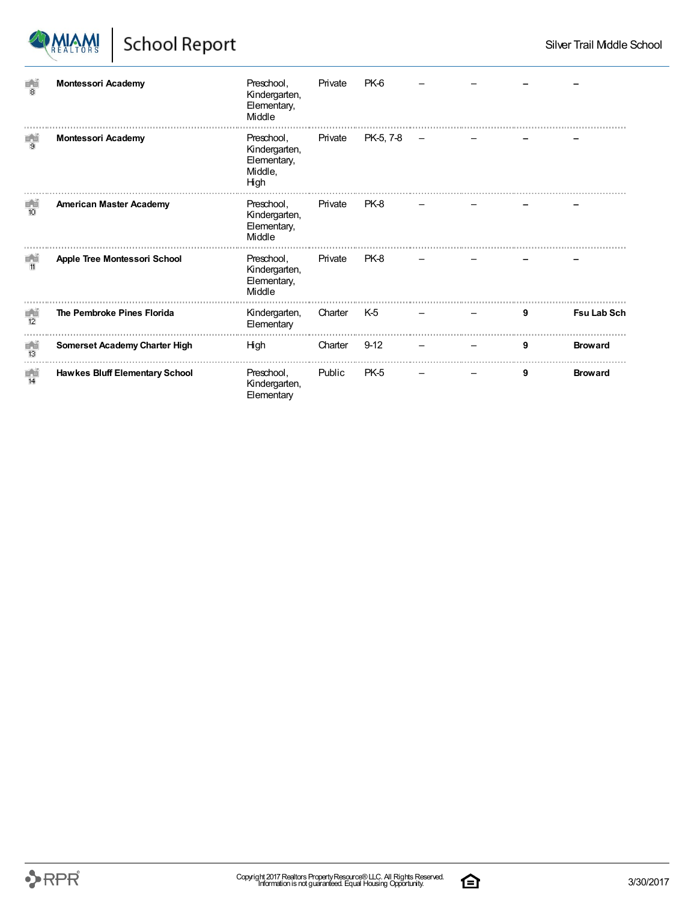| | | | | | | | | | |
|---|---|---|---|---|---|---|---|---|---|
| 8 | **Montessori Academy** | Preschool, Kindergarten, Elementary, Middle | Private | PK-6 | – | – | – | – |
| 9 | **Montessori Academy** | Preschool, Kindergarten, Elementary, Middle, High | Private | PK-5, 7-8 | – | – | – | – |
| 10 | **American Master Academy** | Preschool, Kindergarten, Elementary, Middle | Private | PK-8 | – | – | – | – |
| 11 | **Apple Tree Montessori School** | Preschool, Kindergarten, Elementary, Middle | Private | PK-8 | – | – | – | – |
| 12 | **The Pembroke Pines Florida** | Kindergarten, Elementary | Charter | K-5 | – | – | **9** | **Fsu Lab Sch** |
| 13 | **Somerset Academy Charter High** | High | Charter | 9-12 | – | – | **9** | **Broward** |
| 14 | **Hawkes Bluff Elementary School** | Preschool, Kindergarten, Elementary | Public | PK-5 | – | – | **9** | **Broward** |